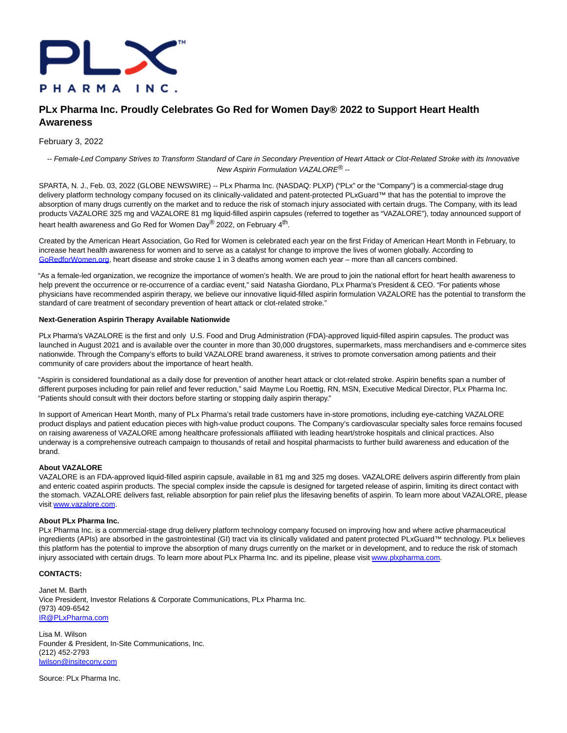PLX PHARMA INC.

# PLx Pharma Inc. Proudly Celebrates Go Red for Women Day® 2022 to Support Heart Health Awareness

February 3, 2022

*-- Female-Led Company Strives to Transform Standard of Care in Secondary Prevention of Heart Attack or Clot-Related Stroke with its Innovative New Aspirin Formulation VAZALORE® --*

SPARTA, N. J., Feb. 03, 2022 (GLOBE NEWSWIRE) -- PLx Pharma Inc. (NASDAQ: PLXP) ("PLx" or the "Company") is a commercial-stage drug delivery platform technology company focused on its clinically-validated and patent-protected PLxGuard™ that has the potential to improve the absorption of many drugs currently on the market and to reduce the risk of stomach injury associated with certain drugs. The Company, with its lead products VAZALORE 325 mg and VAZALORE 81 mg liquid-filled aspirin capsules (referred to together as "VAZALORE"), today announced support of heart health awareness and Go Red for Women Day® 2022, on February 4th.

Created by the American Heart Association, Go Red for Women is celebrated each year on the first Friday of American Heart Month in February, to increase heart health awareness for women and to serve as a catalyst for change to improve the lives of women globally. According to GoRedforWomen.org, heart disease and stroke cause 1 in 3 deaths among women each year – more than all cancers combined.

"As a female-led organization, we recognize the importance of women's health. We are proud to join the national effort for heart health awareness to help prevent the occurrence or re-occurrence of a cardiac event," said Natasha Giordano, PLx Pharma's President & CEO. "For patients whose physicians have recommended aspirin therapy, we believe our innovative liquid-filled aspirin formulation VAZALORE has the potential to transform the standard of care treatment of secondary prevention of heart attack or clot-related stroke."

**Next-Generation Aspirin Therapy Available Nationwide**

PLx Pharma's VAZALORE is the first and only U.S. Food and Drug Administration (FDA)-approved liquid-filled aspirin capsules. The product was launched in August 2021 and is available over the counter in more than 30,000 drugstores, supermarkets, mass merchandisers and e-commerce sites nationwide. Through the Company's efforts to build VAZALORE brand awareness, it strives to promote conversation among patients and their community of care providers about the importance of heart health.

"Aspirin is considered foundational as a daily dose for prevention of another heart attack or clot-related stroke. Aspirin benefits span a number of different purposes including for pain relief and fever reduction," said Mayme Lou Roettig, RN, MSN, Executive Medical Director, PLx Pharma Inc. "Patients should consult with their doctors before starting or stopping daily aspirin therapy."

In support of American Heart Month, many of PLx Pharma's retail trade customers have in-store promotions, including eye-catching VAZALORE product displays and patient education pieces with high-value product coupons. The Company's cardiovascular specialty sales force remains focused on raising awareness of VAZALORE among healthcare professionals affiliated with leading heart/stroke hospitals and clinical practices. Also underway is a comprehensive outreach campaign to thousands of retail and hospital pharmacists to further build awareness and education of the brand.

**About VAZALORE**
VAZALORE is an FDA-approved liquid-filled aspirin capsule, available in 81 mg and 325 mg doses. VAZALORE delivers aspirin differently from plain and enteric coated aspirin products. The special complex inside the capsule is designed for targeted release of aspirin, limiting its direct contact with the stomach. VAZALORE delivers fast, reliable absorption for pain relief plus the lifesaving benefits of aspirin. To learn more about VAZALORE, please visit www.vazalore.com.

**About PLx Pharma Inc.**
PLx Pharma Inc. is a commercial-stage drug delivery platform technology company focused on improving how and where active pharmaceutical ingredients (APIs) are absorbed in the gastrointestinal (GI) tract via its clinically validated and patent protected PLxGuard™ technology. PLx believes this platform has the potential to improve the absorption of many drugs currently on the market or in development, and to reduce the risk of stomach injury associated with certain drugs. To learn more about PLx Pharma Inc. and its pipeline, please visit www.plxpharma.com.

**CONTACTS:**

Janet M. Barth
Vice President, Investor Relations & Corporate Communications, PLx Pharma Inc.
(973) 409-6542
IR@PLxPharma.com

Lisa M. Wilson
Founder & President, In-Site Communications, Inc.
(212) 452-2793
lwilson@insitecony.com

Source: PLx Pharma Inc.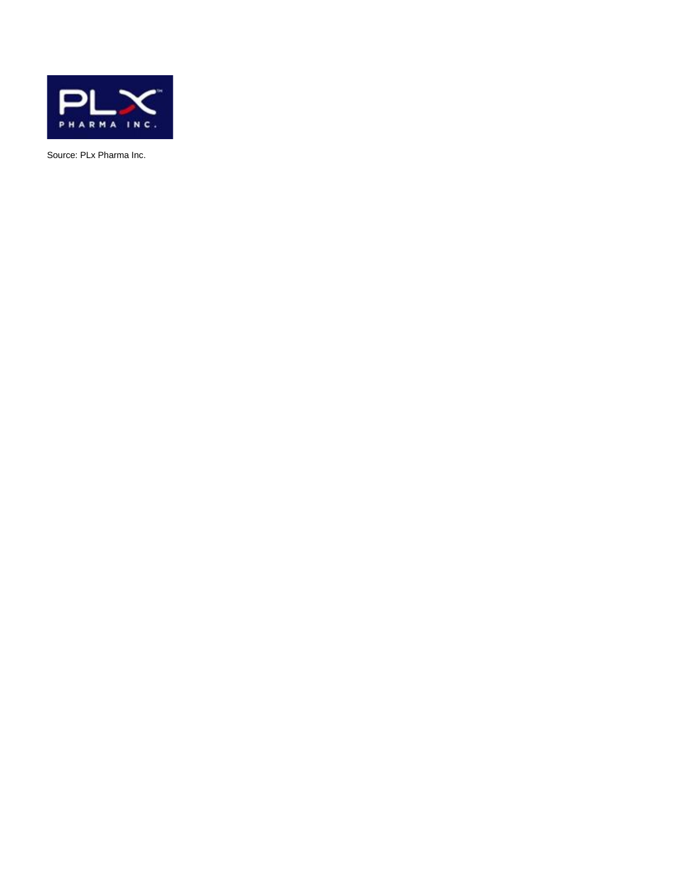Source: PLx Pharma Inc.